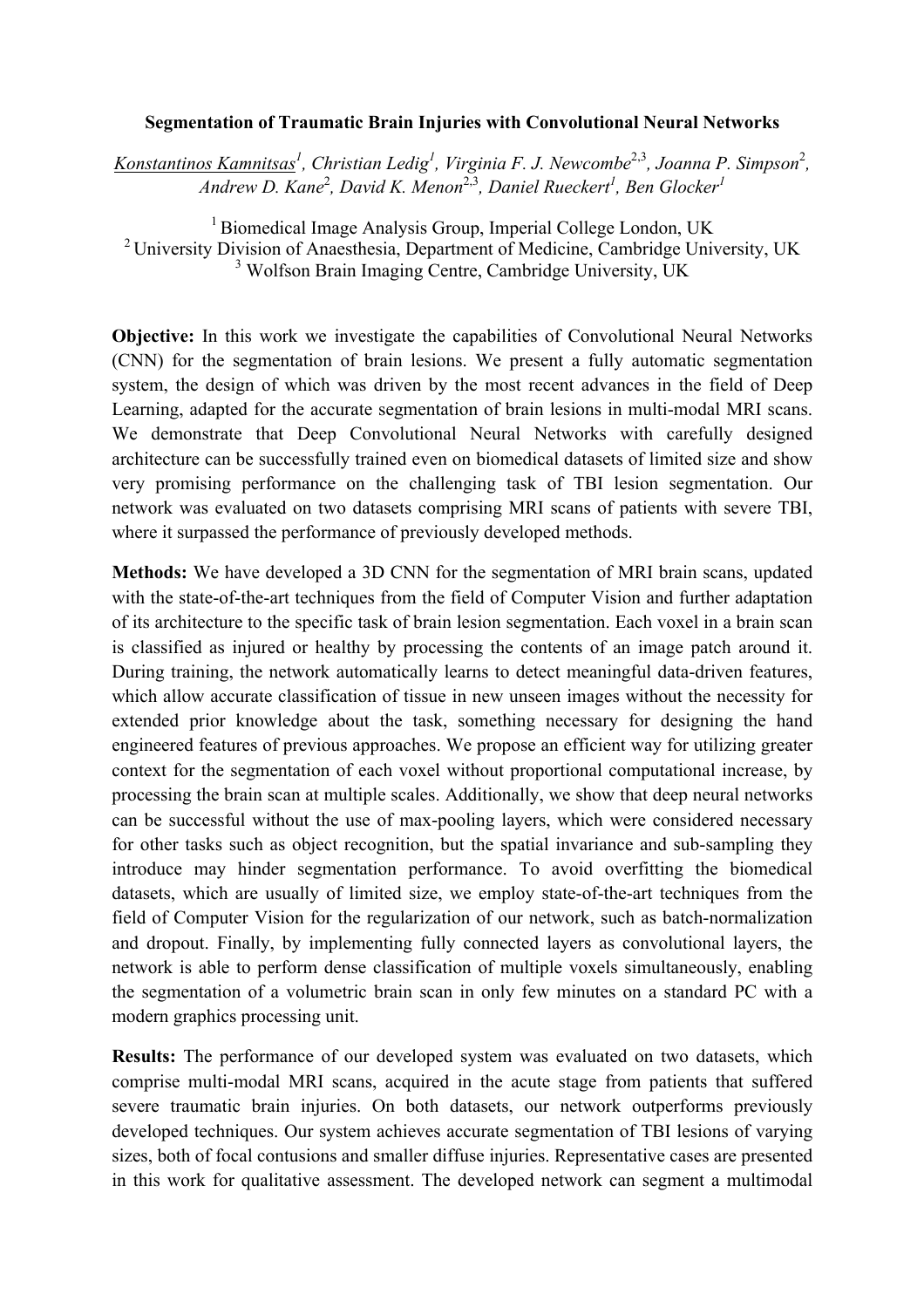**Segmentation of Traumatic Brain Injuries with Convolutional Neural Networks**

Konstantinos Kamnitsas[1], Christian Ledig[1], Virginia F. J. Newcombe[2,3], Joanna P. Simpson[2], Andrew D. Kane[2], David K. Menon[2,3], Daniel Rueckert[1], Ben Glocker[1]

[1] Biomedical Image Analysis Group, Imperial College London, UK
[2] University Division of Anaesthesia, Department of Medicine, Cambridge University, UK
[3] Wolfson Brain Imaging Centre, Cambridge University, UK

**Objective:** In this work we investigate the capabilities of Convolutional Neural Networks (CNN) for the segmentation of brain lesions. We present a fully automatic segmentation system, the design of which was driven by the most recent advances in the field of Deep Learning, adapted for the accurate segmentation of brain lesions in multi-modal MRI scans. We demonstrate that Deep Convolutional Neural Networks with carefully designed architecture can be successfully trained even on biomedical datasets of limited size and show very promising performance on the challenging task of TBI lesion segmentation. Our network was evaluated on two datasets comprising MRI scans of patients with severe TBI, where it surpassed the performance of previously developed methods.

**Methods:** We have developed a 3D CNN for the segmentation of MRI brain scans, updated with the state-of-the-art techniques from the field of Computer Vision and further adaptation of its architecture to the specific task of brain lesion segmentation. Each voxel in a brain scan is classified as injured or healthy by processing the contents of an image patch around it. During training, the network automatically learns to detect meaningful data-driven features, which allow accurate classification of tissue in new unseen images without the necessity for extended prior knowledge about the task, something necessary for designing the hand engineered features of previous approaches. We propose an efficient way for utilizing greater context for the segmentation of each voxel without proportional computational increase, by processing the brain scan at multiple scales. Additionally, we show that deep neural networks can be successful without the use of max-pooling layers, which were considered necessary for other tasks such as object recognition, but the spatial invariance and sub-sampling they introduce may hinder segmentation performance. To avoid overfitting the biomedical datasets, which are usually of limited size, we employ state-of-the-art techniques from the field of Computer Vision for the regularization of our network, such as batch-normalization and dropout. Finally, by implementing fully connected layers as convolutional layers, the network is able to perform dense classification of multiple voxels simultaneously, enabling the segmentation of a volumetric brain scan in only few minutes on a standard PC with a modern graphics processing unit.

**Results:** The performance of our developed system was evaluated on two datasets, which comprise multi-modal MRI scans, acquired in the acute stage from patients that suffered severe traumatic brain injuries. On both datasets, our network outperforms previously developed techniques. Our system achieves accurate segmentation of TBI lesions of varying sizes, both of focal contusions and smaller diffuse injuries. Representative cases are presented in this work for qualitative assessment. The developed network can segment a multimodal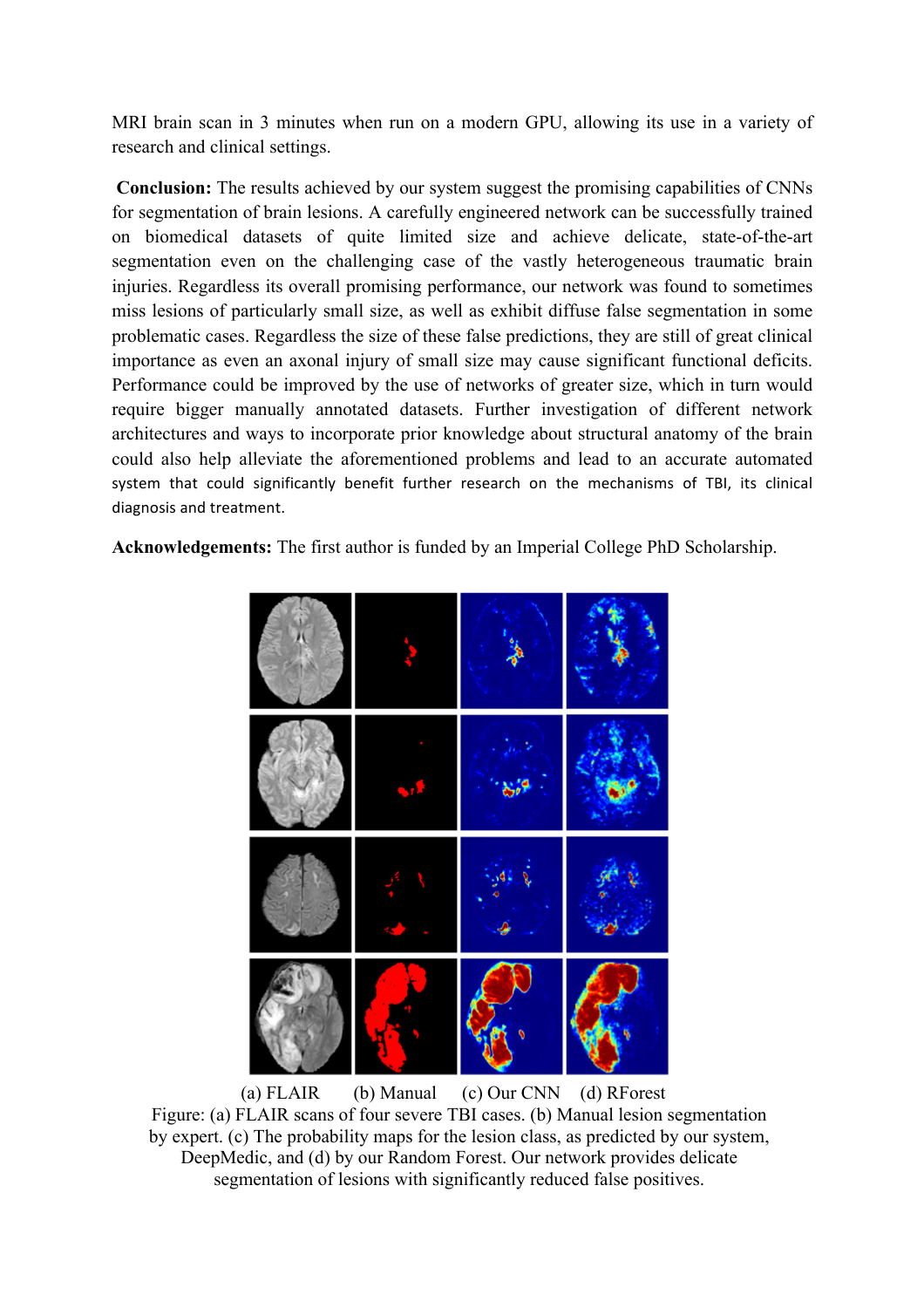MRI brain scan in 3 minutes when run on a modern GPU, allowing its use in a variety of research and clinical settings.

**Conclusion:** The results achieved by our system suggest the promising capabilities of CNNs for segmentation of brain lesions. A carefully engineered network can be successfully trained on biomedical datasets of quite limited size and achieve delicate, state-of-the-art segmentation even on the challenging case of the vastly heterogeneous traumatic brain injuries. Regardless its overall promising performance, our network was found to sometimes miss lesions of particularly small size, as well as exhibit diffuse false segmentation in some problematic cases. Regardless the size of these false predictions, they are still of great clinical importance as even an axonal injury of small size may cause significant functional deficits. Performance could be improved by the use of networks of greater size, which in turn would require bigger manually annotated datasets. Further investigation of different network architectures and ways to incorporate prior knowledge about structural anatomy of the brain could also help alleviate the aforementioned problems and lead to an accurate automated system that could significantly benefit further research on the mechanisms of TBI, its clinical diagnosis and treatment.

**Acknowledgements:** The first author is funded by an Imperial College PhD Scholarship.

(a) FLAIR (b) Manual (c) Our CNN (d) RForest

Figure: (a) FLAIR scans of four severe TBI cases. (b) Manual lesion segmentation by expert. (c) The probability maps for the lesion class, as predicted by our system, DeepMedic, and (d) by our Random Forest. Our network provides delicate segmentation of lesions with significantly reduced false positives.